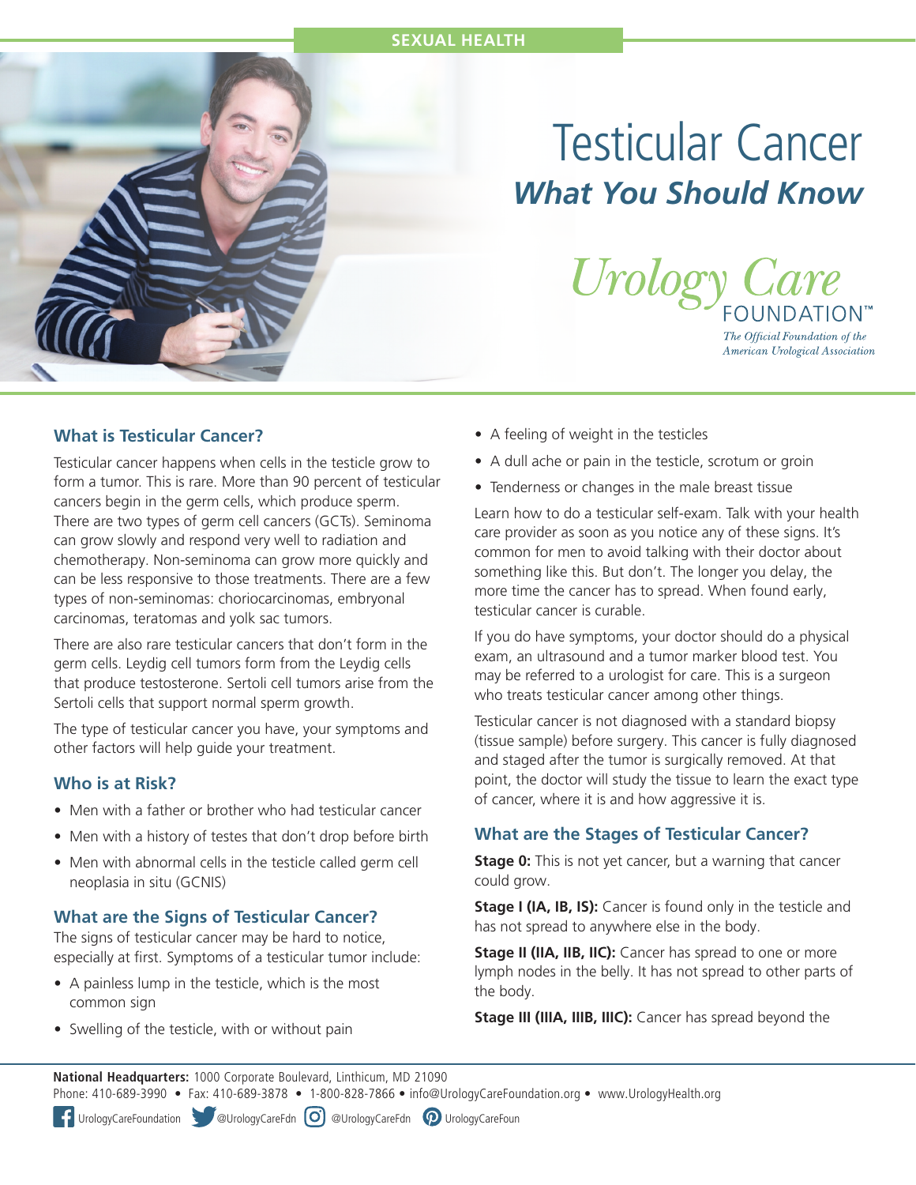SEXUAL HEALTH

# Testicular Cancer

## *What You Should Know*

Urology Care FOUNDATION™

*The Official Foundation of the American Urological Association*

### What is Testicular Cancer?

Testicular cancer happens when cells in the testicle grow to form a tumor. This is rare. More than 90 percent of testicular cancers begin in the germ cells, which produce sperm. There are two types of germ cell cancers (GCTs). Seminoma can grow slowly and respond very well to radiation and chemotherapy. Non-seminoma can grow more quickly and can be less responsive to those treatments. There are a few types of non-seminomas: choriocarcinomas, embryonal carcinomas, teratomas and yolk sac tumors.

There are also rare testicular cancers that don't form in the germ cells. Leydig cell tumors form from the Leydig cells that produce testosterone. Sertoli cell tumors arise from the Sertoli cells that support normal sperm growth.

The type of testicular cancer you have, your symptoms and other factors will help guide your treatment.

### Who is at Risk?

- Men with a father or brother who had testicular cancer
- Men with a history of testes that don't drop before birth
- Men with abnormal cells in the testicle called germ cell neoplasia in situ (GCNIS)

### What are the Signs of Testicular Cancer?

The signs of testicular cancer may be hard to notice, especially at first. Symptoms of a testicular tumor include:

- A painless lump in the testicle, which is the most common sign
- Swelling of the testicle, with or without pain
- A feeling of weight in the testicles
- A dull ache or pain in the testicle, scrotum or groin
- Tenderness or changes in the male breast tissue

Learn how to do a testicular self-exam. Talk with your health care provider as soon as you notice any of these signs. It's common for men to avoid talking with their doctor about something like this. But don't. The longer you delay, the more time the cancer has to spread. When found early, testicular cancer is curable.

If you do have symptoms, your doctor should do a physical exam, an ultrasound and a tumor marker blood test. You may be referred to a urologist for care. This is a surgeon who treats testicular cancer among other things.

Testicular cancer is not diagnosed with a standard biopsy (tissue sample) before surgery. This cancer is fully diagnosed and staged after the tumor is surgically removed. At that point, the doctor will study the tissue to learn the exact type of cancer, where it is and how aggressive it is.

### What are the Stages of Testicular Cancer?

**Stage 0:** This is not yet cancer, but a warning that cancer could grow.

**Stage I (IA, IB, IS):** Cancer is found only in the testicle and has not spread to anywhere else in the body.

**Stage II (IIA, IIB, IIC):** Cancer has spread to one or more lymph nodes in the belly. It has not spread to other parts of the body.

**Stage III (IIIA, IIIB, IIIC):** Cancer has spread beyond the

**National Headquarters:** 1000 Corporate Boulevard, Linthicum, MD 21090
Phone: 410-689-3990 • Fax: 410-689-3878 • 1-800-828-7866 • info@UrologyCareFoundation.org • www.UrologyHealth.org

UrologyCareFoundation @UrologyCareFdn @UrologyCareFdn UrologyCareFoun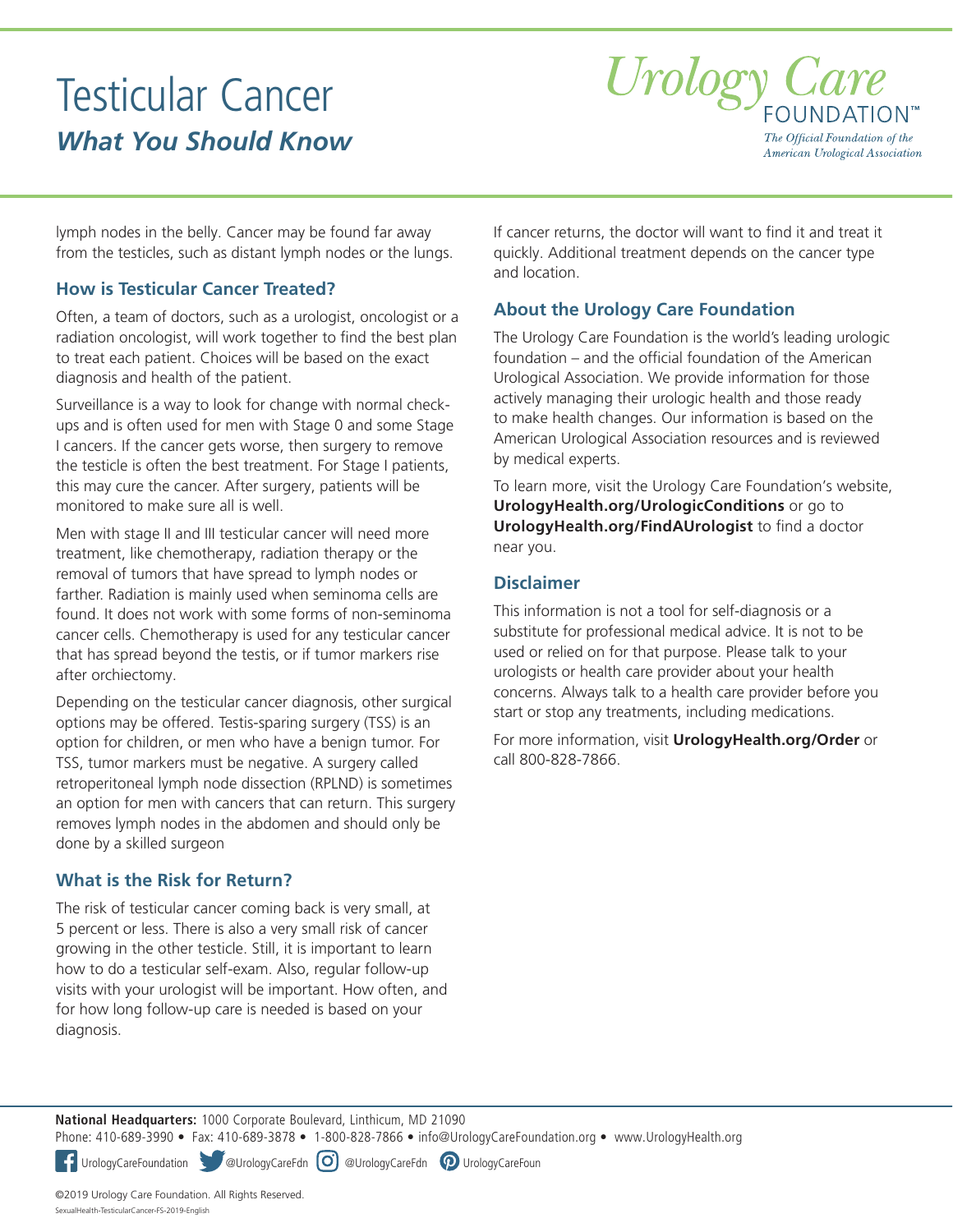lymph nodes in the belly. Cancer may be found far away from the testicles, such as distant lymph nodes or the lungs.

## How is Testicular Cancer Treated?

Often, a team of doctors, such as a urologist, oncologist or a radiation oncologist, will work together to find the best plan to treat each patient. Choices will be based on the exact diagnosis and health of the patient.

Surveillance is a way to look for change with normal check-ups and is often used for men with Stage 0 and some Stage I cancers. If the cancer gets worse, then surgery to remove the testicle is often the best treatment. For Stage I patients, this may cure the cancer. After surgery, patients will be monitored to make sure all is well.

Men with stage II and III testicular cancer will need more treatment, like chemotherapy, radiation therapy or the removal of tumors that have spread to lymph nodes or farther. Radiation is mainly used when seminoma cells are found. It does not work with some forms of non-seminoma cancer cells. Chemotherapy is used for any testicular cancer that has spread beyond the testis, or if tumor markers rise after orchiectomy.

Depending on the testicular cancer diagnosis, other surgical options may be offered. Testis-sparing surgery (TSS) is an option for children, or men who have a benign tumor. For TSS, tumor markers must be negative. A surgery called retroperitoneal lymph node dissection (RPLND) is sometimes an option for men with cancers that can return. This surgery removes lymph nodes in the abdomen and should only be done by a skilled surgeon

## What is the Risk for Return?

The risk of testicular cancer coming back is very small, at 5 percent or less. There is also a very small risk of cancer growing in the other testicle. Still, it is important to learn how to do a testicular self-exam. Also, regular follow-up visits with your urologist will be important. How often, and for how long follow-up care is needed is based on your diagnosis.

If cancer returns, the doctor will want to find it and treat it quickly. Additional treatment depends on the cancer type and location.

## About the Urology Care Foundation

The Urology Care Foundation is the world's leading urologic foundation – and the official foundation of the American Urological Association. We provide information for those actively managing their urologic health and those ready to make health changes. Our information is based on the American Urological Association resources and is reviewed by medical experts.

To learn more, visit the Urology Care Foundation's website, **UrologyHealth.org/UrologicConditions** or go to **UrologyHealth.org/FindAUrologist** to find a doctor near you.

## Disclaimer

This information is not a tool for self-diagnosis or a substitute for professional medical advice. It is not to be used or relied on for that purpose. Please talk to your urologists or health care provider about your health concerns. Always talk to a health care provider before you start or stop any treatments, including medications.

For more information, visit **UrologyHealth.org/Order** or call 800-828-7866.

**National Headquarters:** 1000 Corporate Boulevard, Linthicum, MD 21090
Phone: 410-689-3990 • Fax: 410-689-3878 • 1-800-828-7866 • info@UrologyCareFoundation.org • www.UrologyHealth.org

UrologyCareFoundation @UrologyCareFdn @UrologyCareFdn UrologyCareFoun

©2019 Urology Care Foundation. All Rights Reserved.
SexualHealth-TesticularCancer-FS-2019-English